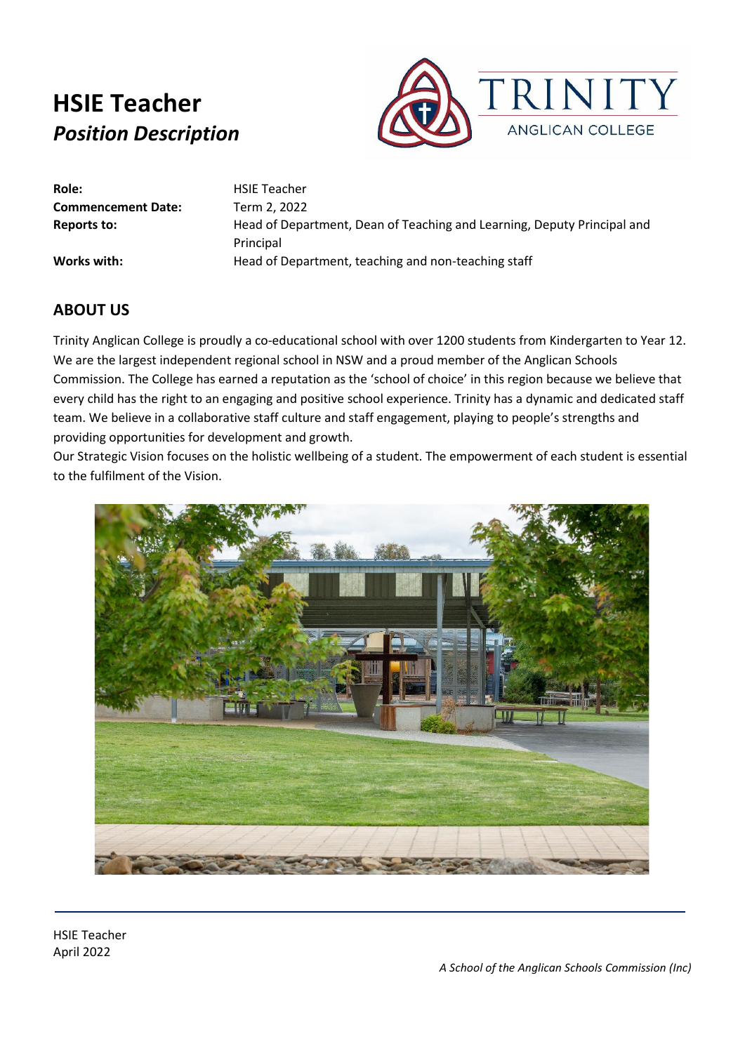# HSIE Teacher

## *Position Description*

TRINITY
ANGLICAN COLLEGE

| | |
|---|---|
| **Role:** | HSIE Teacher |
| **Commencement Date:** | Term 2, 2022 |
| **Reports to:** | Head of Department, Dean of Teaching and Learning, Deputy Principal and Principal |
| **Works with:** | Head of Department, teaching and non-teaching staff |

## ABOUT US

Trinity Anglican College is proudly a co-educational school with over 1200 students from Kindergarten to Year 12. We are the largest independent regional school in NSW and a proud member of the Anglican Schools Commission. The College has earned a reputation as the 'school of choice' in this region because we believe that every child has the right to an engaging and positive school experience. Trinity has a dynamic and dedicated staff team. We believe in a collaborative staff culture and staff engagement, playing to people's strengths and providing opportunities for development and growth.
Our Strategic Vision focuses on the holistic wellbeing of a student. The empowerment of each student is essential to the fulfilment of the Vision.

HSIE Teacher
April 2022

*A School of the Anglican Schools Commission (Inc)*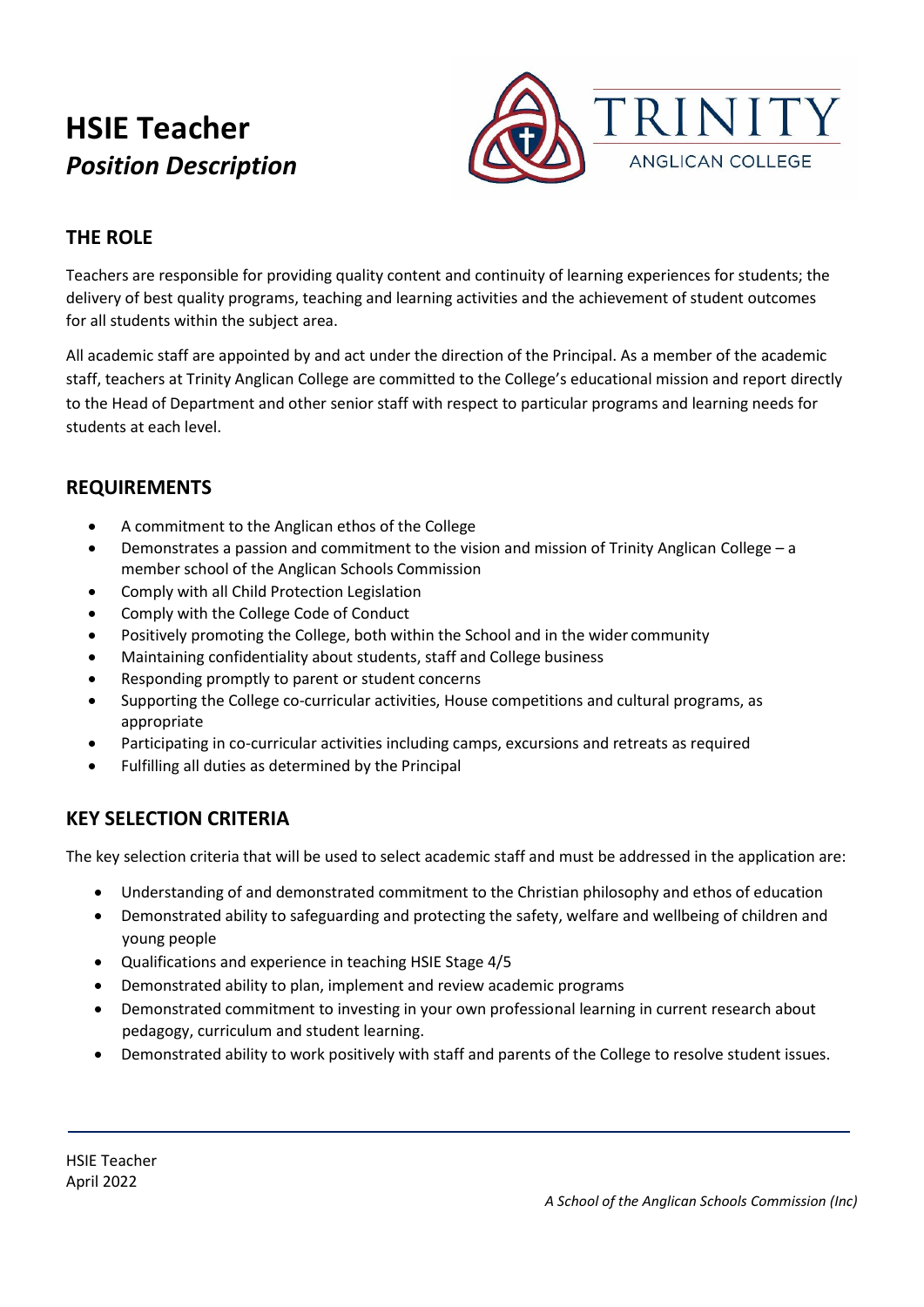# HSIE Teacher

## *Position Description*

## THE ROLE

Teachers are responsible for providing quality content and continuity of learning experiences for students; the delivery of best quality programs, teaching and learning activities and the achievement of student outcomes for all students within the subject area.

All academic staff are appointed by and act under the direction of the Principal. As a member of the academic staff, teachers at Trinity Anglican College are committed to the College's educational mission and report directly to the Head of Department and other senior staff with respect to particular programs and learning needs for students at each level.

## REQUIREMENTS

- A commitment to the Anglican ethos of the College
- Demonstrates a passion and commitment to the vision and mission of Trinity Anglican College – a member school of the Anglican Schools Commission
- Comply with all Child Protection Legislation
- Comply with the College Code of Conduct
- Positively promoting the College, both within the School and in the wider community
- Maintaining confidentiality about students, staff and College business
- Responding promptly to parent or student concerns
- Supporting the College co-curricular activities, House competitions and cultural programs, as appropriate
- Participating in co-curricular activities including camps, excursions and retreats as required
- Fulfilling all duties as determined by the Principal

## KEY SELECTION CRITERIA

The key selection criteria that will be used to select academic staff and must be addressed in the application are:

- Understanding of and demonstrated commitment to the Christian philosophy and ethos of education
- Demonstrated ability to safeguarding and protecting the safety, welfare and wellbeing of children and young people
- Qualifications and experience in teaching HSIE Stage 4/5
- Demonstrated ability to plan, implement and review academic programs
- Demonstrated commitment to investing in your own professional learning in current research about pedagogy, curriculum and student learning.
- Demonstrated ability to work positively with staff and parents of the College to resolve student issues.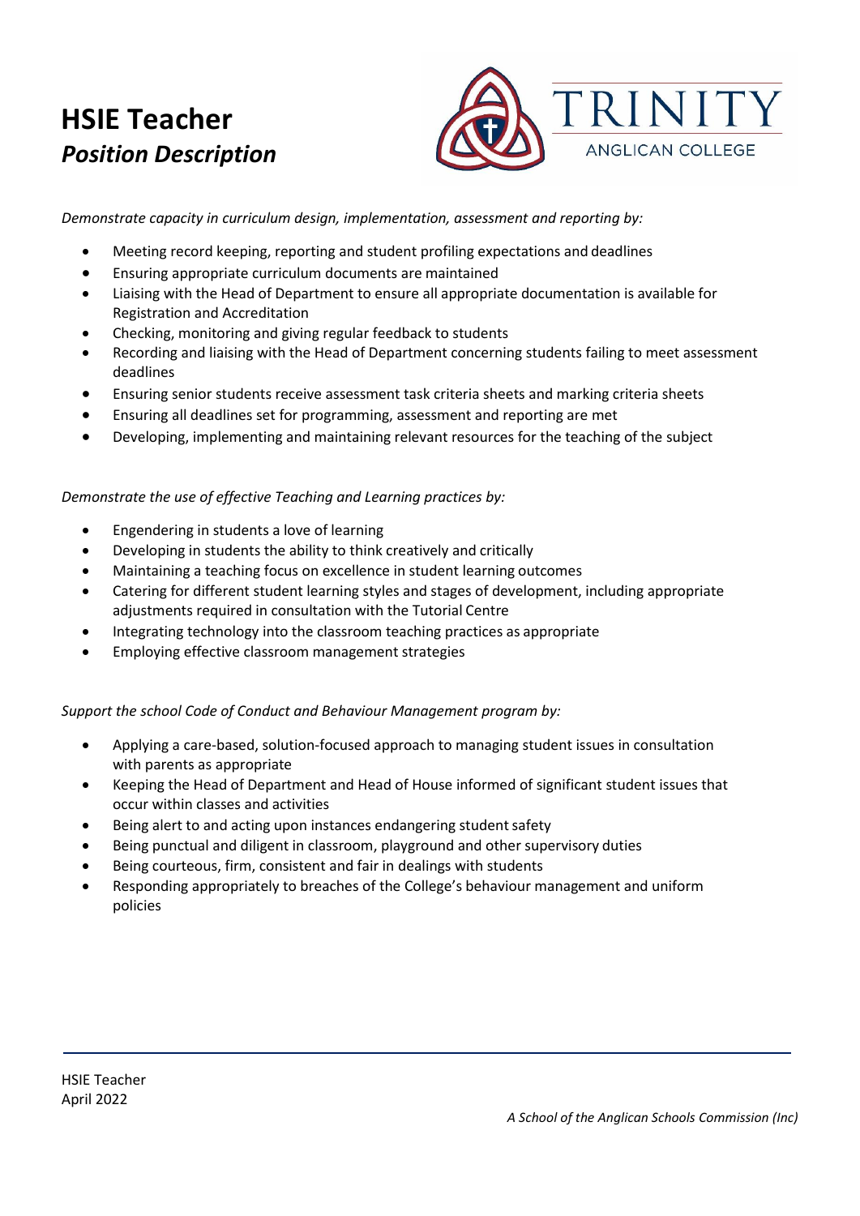# HSIE Teacher
## *Position Description*

*Demonstrate capacity in curriculum design, implementation, assessment and reporting by:*

- Meeting record keeping, reporting and student profiling expectations and deadlines
- Ensuring appropriate curriculum documents are maintained
- Liaising with the Head of Department to ensure all appropriate documentation is available for Registration and Accreditation
- Checking, monitoring and giving regular feedback to students
- Recording and liaising with the Head of Department concerning students failing to meet assessment deadlines
- Ensuring senior students receive assessment task criteria sheets and marking criteria sheets
- Ensuring all deadlines set for programming, assessment and reporting are met
- Developing, implementing and maintaining relevant resources for the teaching of the subject

*Demonstrate the use of effective Teaching and Learning practices by:*

- Engendering in students a love of learning
- Developing in students the ability to think creatively and critically
- Maintaining a teaching focus on excellence in student learning outcomes
- Catering for different student learning styles and stages of development, including appropriate adjustments required in consultation with the Tutorial Centre
- Integrating technology into the classroom teaching practices as appropriate
- Employing effective classroom management strategies

*Support the school Code of Conduct and Behaviour Management program by:*

- Applying a care-based, solution-focused approach to managing student issues in consultation with parents as appropriate
- Keeping the Head of Department and Head of House informed of significant student issues that occur within classes and activities
- Being alert to and acting upon instances endangering student safety
- Being punctual and diligent in classroom, playground and other supervisory duties
- Being courteous, firm, consistent and fair in dealings with students
- Responding appropriately to breaches of the College's behaviour management and uniform policies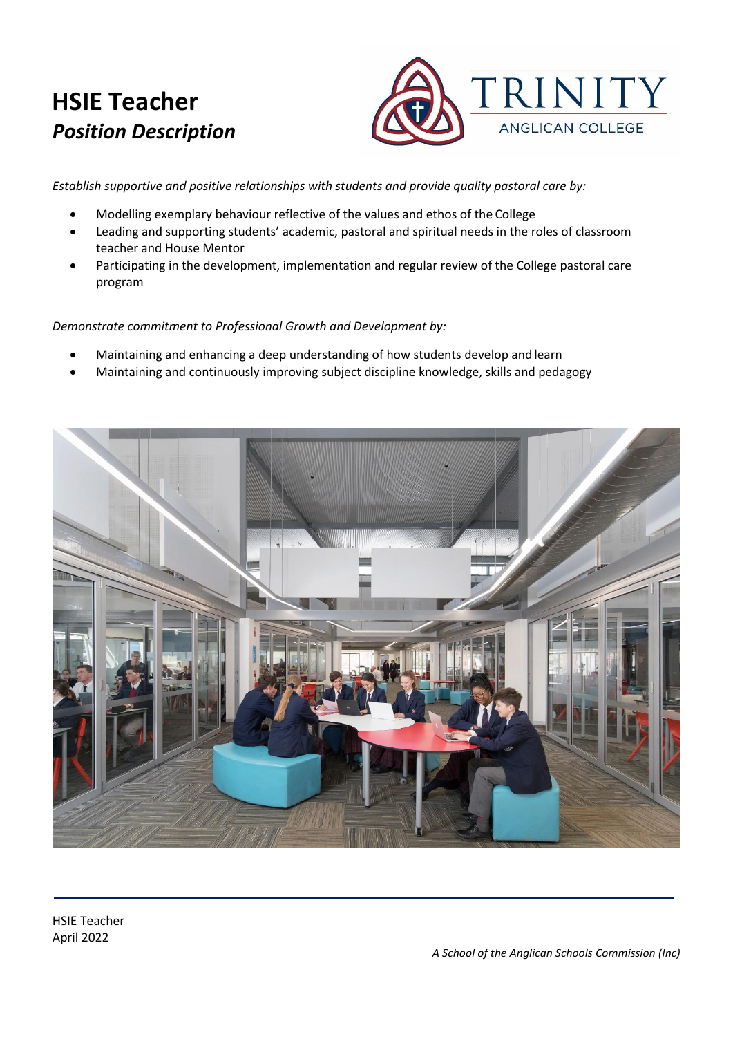# HSIE Teacher

## *Position Description*

*Establish supportive and positive relationships with students and provide quality pastoral care by:*

- Modelling exemplary behaviour reflective of the values and ethos of the College
- Leading and supporting students' academic, pastoral and spiritual needs in the roles of classroom teacher and House Mentor
- Participating in the development, implementation and regular review of the College pastoral care program

*Demonstrate commitment to Professional Growth and Development by:*

- Maintaining and enhancing a deep understanding of how students develop and learn
- Maintaining and continuously improving subject discipline knowledge, skills and pedagogy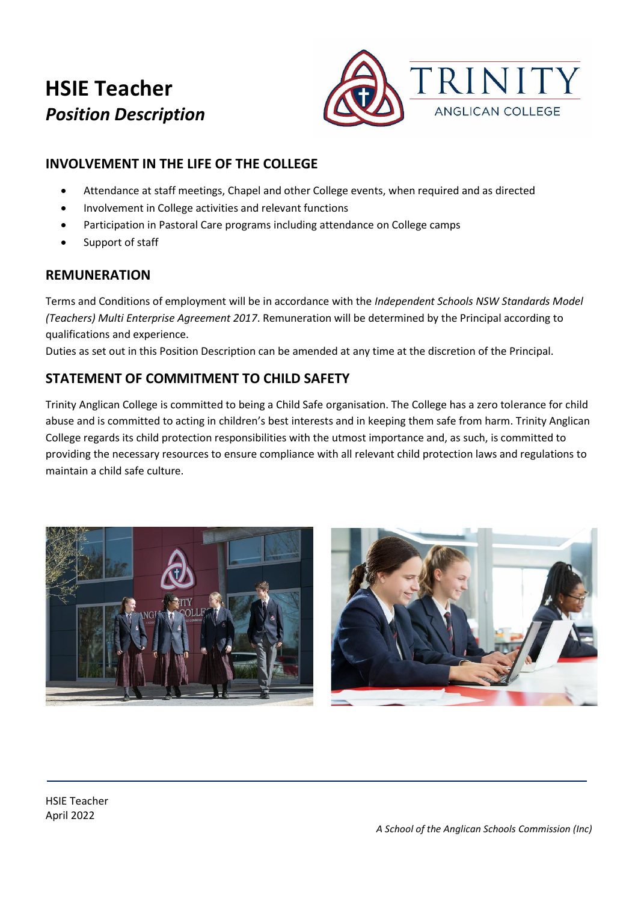# HSIE Teacher
## *Position Description*

## INVOLVEMENT IN THE LIFE OF THE COLLEGE

- Attendance at staff meetings, Chapel and other College events, when required and as directed
- Involvement in College activities and relevant functions
- Participation in Pastoral Care programs including attendance on College camps
- Support of staff

## REMUNERATION

Terms and Conditions of employment will be in accordance with the *Independent Schools NSW Standards Model (Teachers) Multi Enterprise Agreement 2017*. Remuneration will be determined by the Principal according to qualifications and experience.
Duties as set out in this Position Description can be amended at any time at the discretion of the Principal.

## STATEMENT OF COMMITMENT TO CHILD SAFETY

Trinity Anglican College is committed to being a Child Safe organisation. The College has a zero tolerance for child abuse and is committed to acting in children's best interests and in keeping them safe from harm. Trinity Anglican College regards its child protection responsibilities with the utmost importance and, as such, is committed to providing the necessary resources to ensure compliance with all relevant child protection laws and regulations to maintain a child safe culture.

HSIE Teacher
April 2022

*A School of the Anglican Schools Commission (Inc)*